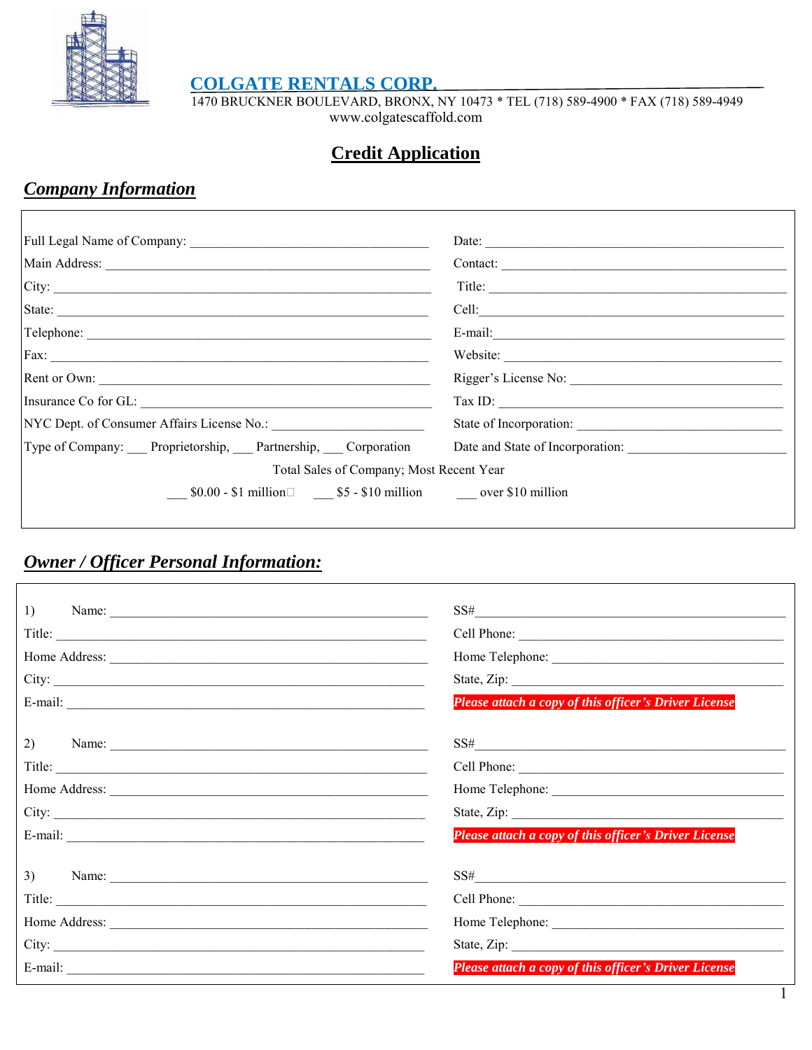# COLGATE RENTALS CORP.

1470 BRUCKNER BOULEVARD, BRONX, NY 10473 * TEL (718) 589-4900 * FAX (718) 589-4949
www.colgatescaffold.com

## Credit Application

### *Company Information*

Full Legal Name of Company: ___________________________________

Date: ___________________________________

Main Address: ___________________________________

Contact: ___________________________________

City: ___________________________________

Title: ___________________________________

State: ___________________________________

Cell: ___________________________________

Telephone: ___________________________________

E-mail: ___________________________________

Fax: ___________________________________

Website: ___________________________________

Rent or Own: ___________________________________

Rigger's License No: ___________________________________

Insurance Co for GL: ___________________________________

Tax ID: ___________________________________

NYC Dept. of Consumer Affairs License No.: _______________________

State of Incorporation: ___________________________________

Type of Company: ___ Proprietorship, ___ Partnership, ___ Corporation

Date and State of Incorporation: _______________________

Total Sales of Company; Most Recent Year

___ $0.00 - $1 million ___ $5 - $10 million ___ over $10 million

### *Owner / Officer Personal Information:*

1) Name: ___________________________________

SS# ___________________________________

Title: ___________________________________

Cell Phone: ___________________________________

Home Address: ___________________________________

Home Telephone: ___________________________________

City: ___________________________________

State, Zip: ___________________________________

E-mail: ___________________________________

***Please attach a copy of this officer's Driver License***

2) Name: ___________________________________

SS# ___________________________________

Title: ___________________________________

Cell Phone: ___________________________________

Home Address: ___________________________________

Home Telephone: ___________________________________

City: ___________________________________

State, Zip: ___________________________________

E-mail: ___________________________________

***Please attach a copy of this officer's Driver License***

3) Name: ___________________________________

SS# ___________________________________

Title: ___________________________________

Cell Phone: ___________________________________

Home Address: ___________________________________

Home Telephone: ___________________________________

City: ___________________________________

State, Zip: ___________________________________

E-mail: ___________________________________

***Please attach a copy of this officer's Driver License***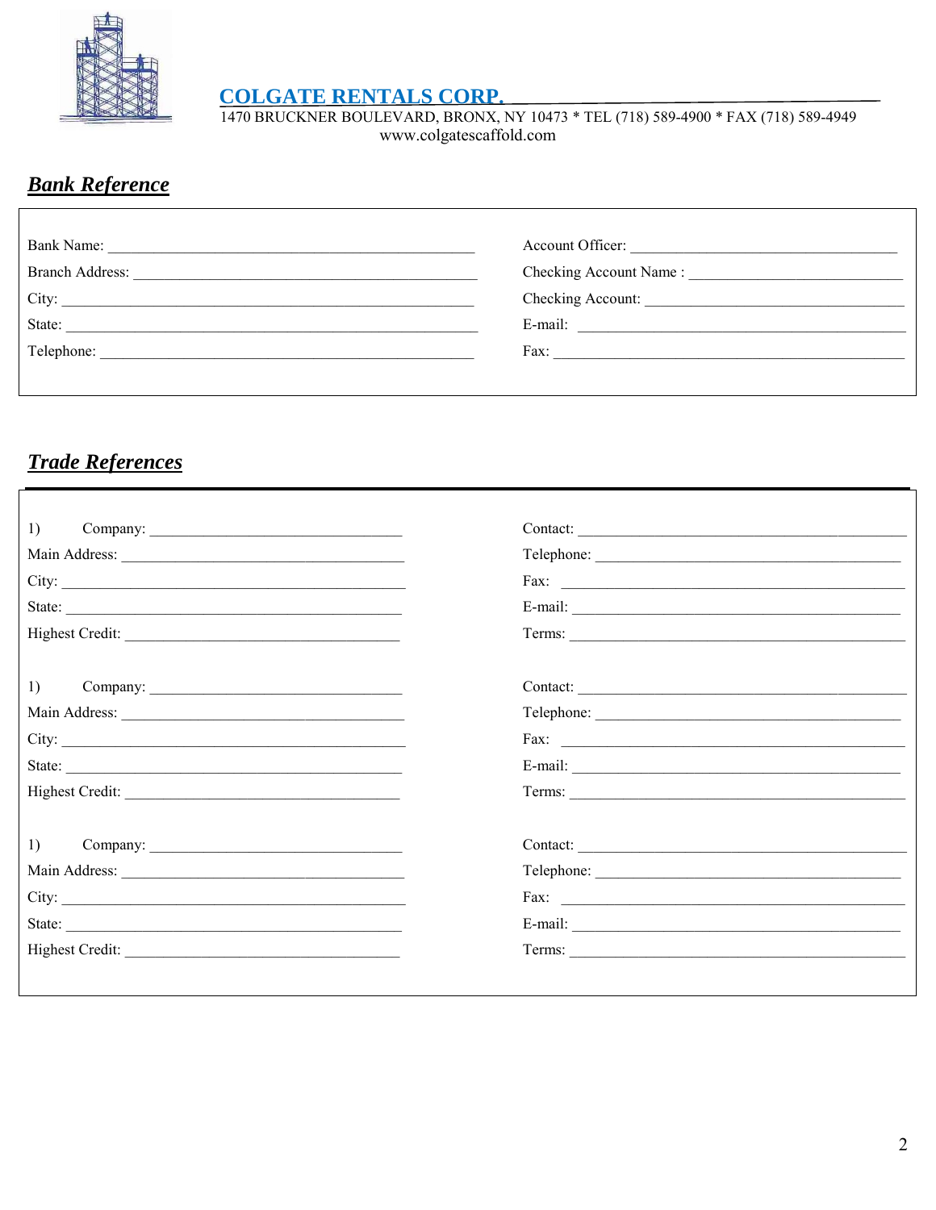**COLGATE RENTALS CORP.**
1470 BRUCKNER BOULEVARD, BRONX, NY 10473 * TEL (718) 589-4900 * FAX (718) 589-4949
www.colgatescaffold.com

## ***Bank Reference***

Bank Name: ______________________________ Account Officer: ______________________________

Branch Address: ______________________________ Checking Account Name : ______________________________

City: ______________________________ Checking Account: ______________________________

State: ______________________________ E-mail: ______________________________

Telephone: ______________________________ Fax: ______________________________

## ***Trade References***

1) Company: ______________________________ Contact: ______________________________

Main Address: ______________________________ Telephone: ______________________________

City: ______________________________ Fax: ______________________________

State: ______________________________ E-mail: ______________________________

Highest Credit: ______________________________ Terms: ______________________________

1) Company: ______________________________ Contact: ______________________________

Main Address: ______________________________ Telephone: ______________________________

City: ______________________________ Fax: ______________________________

State: ______________________________ E-mail: ______________________________

Highest Credit: ______________________________ Terms: ______________________________

1) Company: ______________________________ Contact: ______________________________

Main Address: ______________________________ Telephone: ______________________________

City: ______________________________ Fax: ______________________________

State: ______________________________ E-mail: ______________________________

Highest Credit: ______________________________ Terms: ______________________________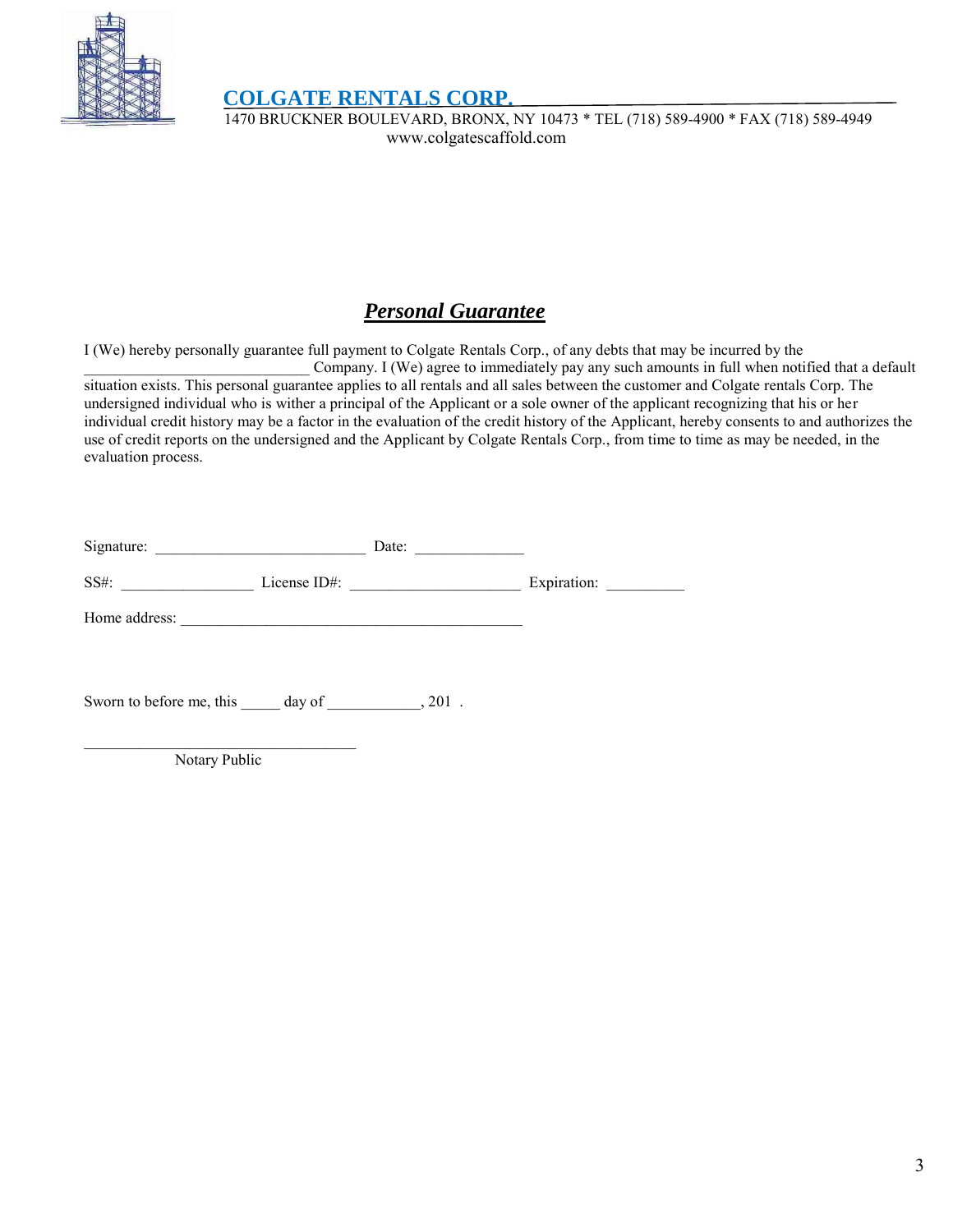**COLGATE RENTALS CORP.**

1470 BRUCKNER BOULEVARD, BRONX, NY 10473 * TEL (718) 589-4900 * FAX (718) 589-4949
www.colgatescaffold.com

# ***Personal Guarantee***

I (We) hereby personally guarantee full payment to Colgate Rentals Corp., of any debts that may be incurred by the ____________________________ Company. I (We) agree to immediately pay any such amounts in full when notified that a default situation exists. This personal guarantee applies to all rentals and all sales between the customer and Colgate rentals Corp. The undersigned individual who is wither a principal of the Applicant or a sole owner of the applicant recognizing that his or her individual credit history may be a factor in the evaluation of the credit history of the Applicant, hereby consents to and authorizes the use of credit reports on the undersigned and the Applicant by Colgate Rentals Corp., from time to time as may be needed, in the evaluation process.

Signature: ___________________________ Date: ______________

SS#: _________________ License ID#: ______________________ Expiration: __________

Home address: ____________________________________________

Sworn to before me, this _____ day of ____________, 201 .

___________________________________
Notary Public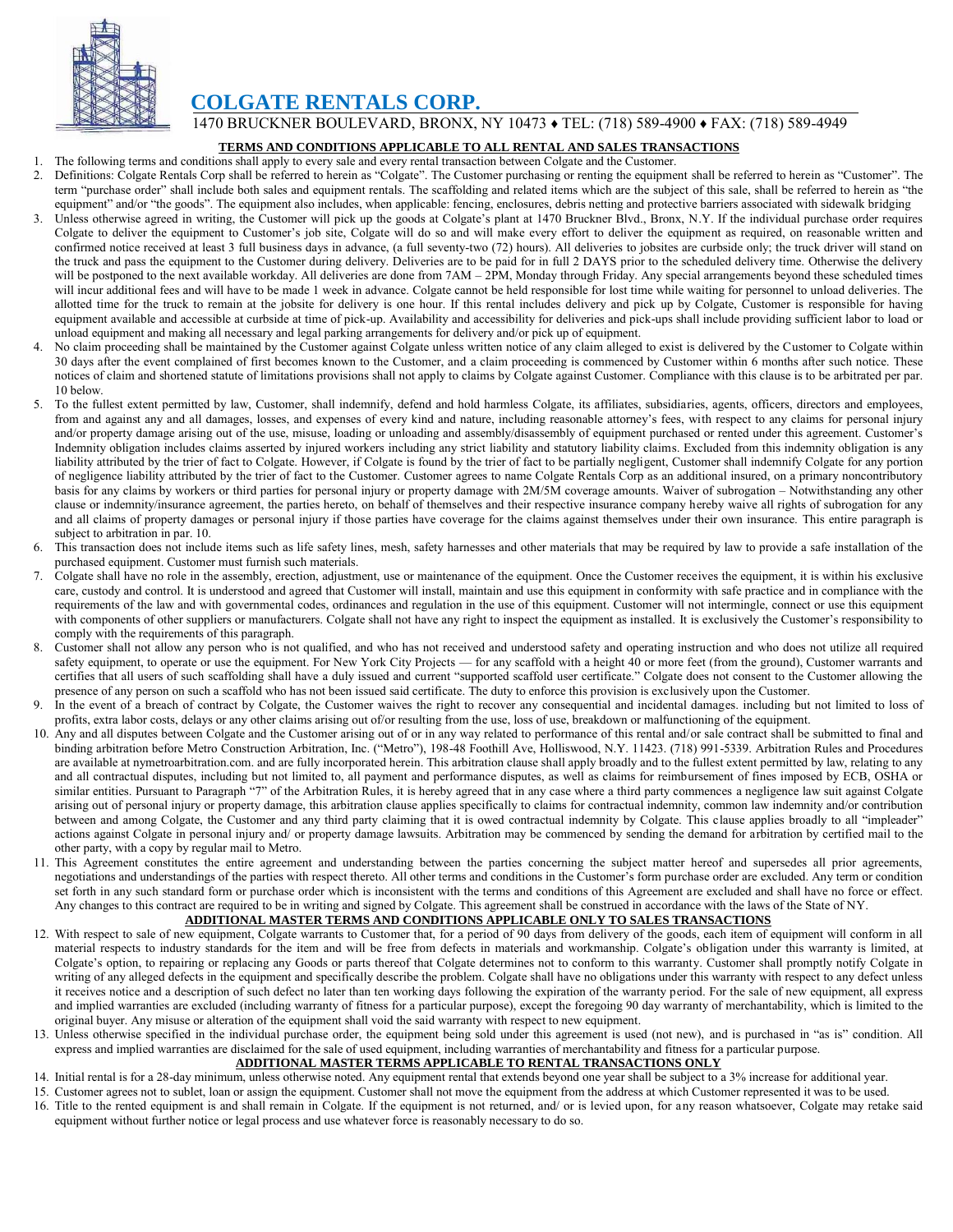# COLGATE RENTALS CORP.

1470 BRUCKNER BOULEVARD, BRONX, NY 10473 ♦ TEL: (718) 589-4900 ♦ FAX: (718) 589-4949

## TERMS AND CONDITIONS APPLICABLE TO ALL RENTAL AND SALES TRANSACTIONS

1. The following terms and conditions shall apply to every sale and every rental transaction between Colgate and the Customer.
2. Definitions: Colgate Rentals Corp shall be referred to herein as "Colgate". The Customer purchasing or renting the equipment shall be referred to herein as "Customer". The term "purchase order" shall include both sales and equipment rentals. The scaffolding and related items which are the subject of this sale, shall be referred to herein as "the equipment" and/or "the goods". The equipment also includes, when applicable: fencing, enclosures, debris netting and protective barriers associated with sidewalk bridging
3. Unless otherwise agreed in writing, the Customer will pick up the goods at Colgate's plant at 1470 Bruckner Blvd., Bronx, N.Y. If the individual purchase order requires Colgate to deliver the equipment to Customer's job site, Colgate will do so and will make every effort to deliver the equipment as required, on reasonable written and confirmed notice received at least 3 full business days in advance, (a full seventy-two (72) hours). All deliveries to jobsites are curbside only; the truck driver will stand on the truck and pass the equipment to the Customer during delivery. Deliveries are to be paid for in full 2 DAYS prior to the scheduled delivery time. Otherwise the delivery will be postponed to the next available workday. All deliveries are done from 7AM – 2PM, Monday through Friday. Any special arrangements beyond these scheduled times will incur additional fees and will have to be made 1 week in advance. Colgate cannot be held responsible for lost time while waiting for personnel to unload deliveries. The allotted time for the truck to remain at the jobsite for delivery is one hour. If this rental includes delivery and pick up by Colgate, Customer is responsible for having equipment available and accessible at curbside at time of pick-up. Availability and accessibility for deliveries and pick-ups shall include providing sufficient labor to load or unload equipment and making all necessary and legal parking arrangements for delivery and/or pick up of equipment.
4. No claim proceeding shall be maintained by the Customer against Colgate unless written notice of any claim alleged to exist is delivered by the Customer to Colgate within 30 days after the event complained of first becomes known to the Customer, and a claim proceeding is commenced by Customer within 6 months after such notice. These notices of claim and shortened statute of limitations provisions shall not apply to claims by Colgate against Customer. Compliance with this clause is to be arbitrated per par. 10 below.
5. To the fullest extent permitted by law, Customer, shall indemnify, defend and hold harmless Colgate, its affiliates, subsidiaries, agents, officers, directors and employees, from and against any and all damages, losses, and expenses of every kind and nature, including reasonable attorney's fees, with respect to any claims for personal injury and/or property damage arising out of the use, misuse, loading or unloading and assembly/disassembly of equipment purchased or rented under this agreement. Customer's Indemnity obligation includes claims asserted by injured workers including any strict liability and statutory liability claims. Excluded from this indemnity obligation is any liability attributed by the trier of fact to Colgate. However, if Colgate is found by the trier of fact to be partially negligent, Customer shall indemnify Colgate for any portion of negligence liability attributed by the trier of fact to the Customer. Customer agrees to name Colgate Rentals Corp as an additional insured, on a primary noncontributory basis for any claims by workers or third parties for personal injury or property damage with 2M/5M coverage amounts. Waiver of subrogation – Notwithstanding any other clause or indemnity/insurance agreement, the parties hereto, on behalf of themselves and their respective insurance company hereby waive all rights of subrogation for any and all claims of property damages or personal injury if those parties have coverage for the claims against themselves under their own insurance. This entire paragraph is subject to arbitration in par. 10.
6. This transaction does not include items such as life safety lines, mesh, safety harnesses and other materials that may be required by law to provide a safe installation of the purchased equipment. Customer must furnish such materials.
7. Colgate shall have no role in the assembly, erection, adjustment, use or maintenance of the equipment. Once the Customer receives the equipment, it is within his exclusive care, custody and control. It is understood and agreed that Customer will install, maintain and use this equipment in conformity with safe practice and in compliance with the requirements of the law and with governmental codes, ordinances and regulation in the use of this equipment. Customer will not intermingle, connect or use this equipment with components of other suppliers or manufacturers. Colgate shall not have any right to inspect the equipment as installed. It is exclusively the Customer's responsibility to comply with the requirements of this paragraph.
8. Customer shall not allow any person who is not qualified, and who has not received and understood safety and operating instruction and who does not utilize all required safety equipment, to operate or use the equipment. For New York City Projects — for any scaffold with a height 40 or more feet (from the ground), Customer warrants and certifies that all users of such scaffolding shall have a duly issued and current "supported scaffold user certificate." Colgate does not consent to the Customer allowing the presence of any person on such a scaffold who has not been issued said certificate. The duty to enforce this provision is exclusively upon the Customer.
9. In the event of a breach of contract by Colgate, the Customer waives the right to recover any consequential and incidental damages. including but not limited to loss of profits, extra labor costs, delays or any other claims arising out of/or resulting from the use, loss of use, breakdown or malfunctioning of the equipment.
10. Any and all disputes between Colgate and the Customer arising out of or in any way related to performance of this rental and/or sale contract shall be submitted to final and binding arbitration before Metro Construction Arbitration, Inc. ("Metro"), 198-48 Foothill Ave, Holliswood, N.Y. 11423. (718) 991-5339. Arbitration Rules and Procedures are available at nymetroarbitration.com. and are fully incorporated herein. This arbitration clause shall apply broadly and to the fullest extent permitted by law, relating to any and all contractual disputes, including but not limited to, all payment and performance disputes, as well as claims for reimbursement of fines imposed by ECB, OSHA or similar entities. Pursuant to Paragraph "7" of the Arbitration Rules, it is hereby agreed that in any case where a third party commences a negligence law suit against Colgate arising out of personal injury or property damage, this arbitration clause applies specifically to claims for contractual indemnity, common law indemnity and/or contribution between and among Colgate, the Customer and any third party claiming that it is owed contractual indemnity by Colgate. This clause applies broadly to all "impleader" actions against Colgate in personal injury and/ or property damage lawsuits. Arbitration may be commenced by sending the demand for arbitration by certified mail to the other party, with a copy by regular mail to Metro.
11. This Agreement constitutes the entire agreement and understanding between the parties concerning the subject matter hereof and supersedes all prior agreements, negotiations and understandings of the parties with respect thereto. All other terms and conditions in the Customer's form purchase order are excluded. Any term or condition set forth in any such standard form or purchase order which is inconsistent with the terms and conditions of this Agreement are excluded and shall have no force or effect. Any changes to this contract are required to be in writing and signed by Colgate. This agreement shall be construed in accordance with the laws of the State of NY.

## ADDITIONAL MASTER TERMS AND CONDITIONS APPLICABLE ONLY TO SALES TRANSACTIONS

12. With respect to sale of new equipment, Colgate warrants to Customer that, for a period of 90 days from delivery of the goods, each item of equipment will conform in all material respects to industry standards for the item and will be free from defects in materials and workmanship. Colgate's obligation under this warranty is limited, at Colgate's option, to repairing or replacing any Goods or parts thereof that Colgate determines not to conform to this warranty. Customer shall promptly notify Colgate in writing of any alleged defects in the equipment and specifically describe the problem. Colgate shall have no obligations under this warranty with respect to any defect unless it receives notice and a description of such defect no later than ten working days following the expiration of the warranty period. For the sale of new equipment, all express and implied warranties are excluded (including warranty of fitness for a particular purpose), except the foregoing 90 day warranty of merchantability, which is limited to the original buyer. Any misuse or alteration of the equipment shall void the said warranty with respect to new equipment.
13. Unless otherwise specified in the individual purchase order, the equipment being sold under this agreement is used (not new), and is purchased in "as is" condition. All express and implied warranties are disclaimed for the sale of used equipment, including warranties of merchantability and fitness for a particular purpose.

## ADDITIONAL MASTER TERMS APPLICABLE TO RENTAL TRANSACTIONS ONLY

14. Initial rental is for a 28-day minimum, unless otherwise noted. Any equipment rental that extends beyond one year shall be subject to a 3% increase for additional year.
15. Customer agrees not to sublet, loan or assign the equipment. Customer shall not move the equipment from the address at which Customer represented it was to be used.
16. Title to the rented equipment is and shall remain in Colgate. If the equipment is not returned, and/ or is levied upon, for any reason whatsoever, Colgate may retake said equipment without further notice or legal process and use whatever force is reasonably necessary to do so.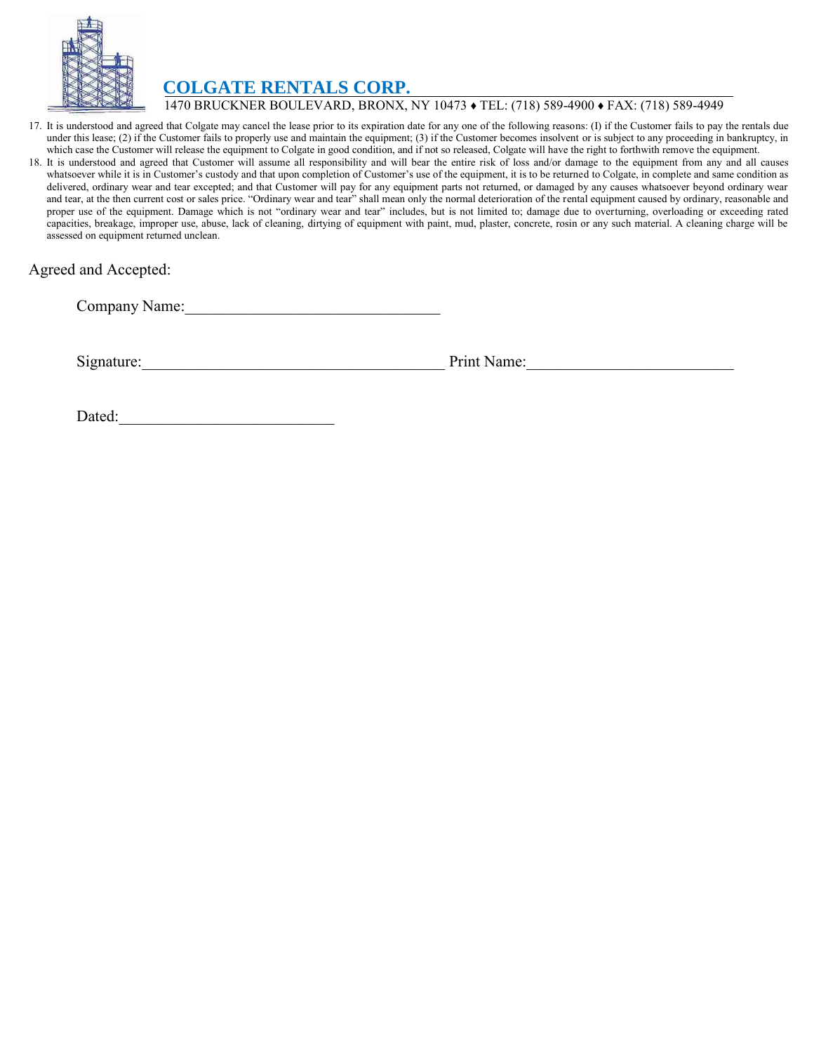# COLGATE RENTALS CORP.

1470 BRUCKNER BOULEVARD, BRONX, NY 10473 ♦ TEL: (718) 589-4900 ♦ FAX: (718) 589-4949

17. It is understood and agreed that Colgate may cancel the lease prior to its expiration date for any one of the following reasons: (I) if the Customer fails to pay the rentals due under this lease; (2) if the Customer fails to properly use and maintain the equipment; (3) if the Customer becomes insolvent or is subject to any proceeding in bankruptcy, in which case the Customer will release the equipment to Colgate in good condition, and if not so released, Colgate will have the right to forthwith remove the equipment.
18. It is understood and agreed that Customer will assume all responsibility and will bear the entire risk of loss and/or damage to the equipment from any and all causes whatsoever while it is in Customer's custody and that upon completion of Customer's use of the equipment, it is to be returned to Colgate, in complete and same condition as delivered, ordinary wear and tear excepted; and that Customer will pay for any equipment parts not returned, or damaged by any causes whatsoever beyond ordinary wear and tear, at the then current cost or sales price. "Ordinary wear and tear" shall mean only the normal deterioration of the rental equipment caused by ordinary, reasonable and proper use of the equipment. Damage which is not "ordinary wear and tear" includes, but is not limited to; damage due to overturning, overloading or exceeding rated capacities, breakage, improper use, abuse, lack of cleaning, dirtying of equipment with paint, mud, plaster, concrete, rosin or any such material. A cleaning charge will be assessed on equipment returned unclean.

Agreed and Accepted:

Company Name:_______________________________

Signature:_____________________________________ Print Name:__________________________

Dated:__________________________